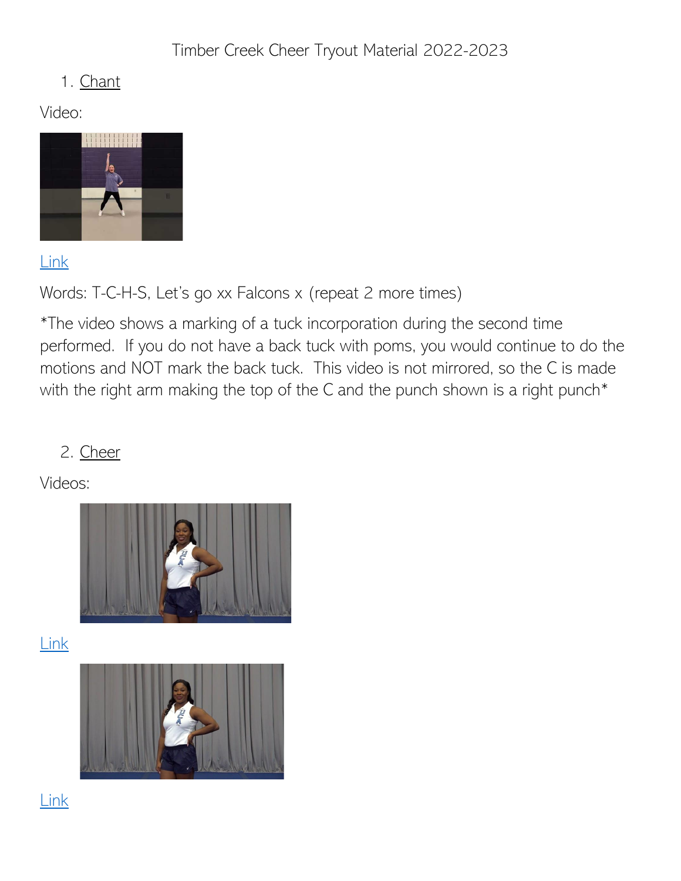Timber Creek Cheer Tryout Material 2022-2023

1. Chant

Video:

Link

Words: T-C-H-S, Let's go xx Falcons x (repeat 2 more times)

*The video shows a marking of a tuck incorporation during the second time performed. If you do not have a back tuck with poms, you would continue to do the motions and NOT mark the back tuck. This video is not mirrored, so the C is made with the right arm making the top of the C and the punch shown is a right punch*

2. Cheer

Videos:

Link

Link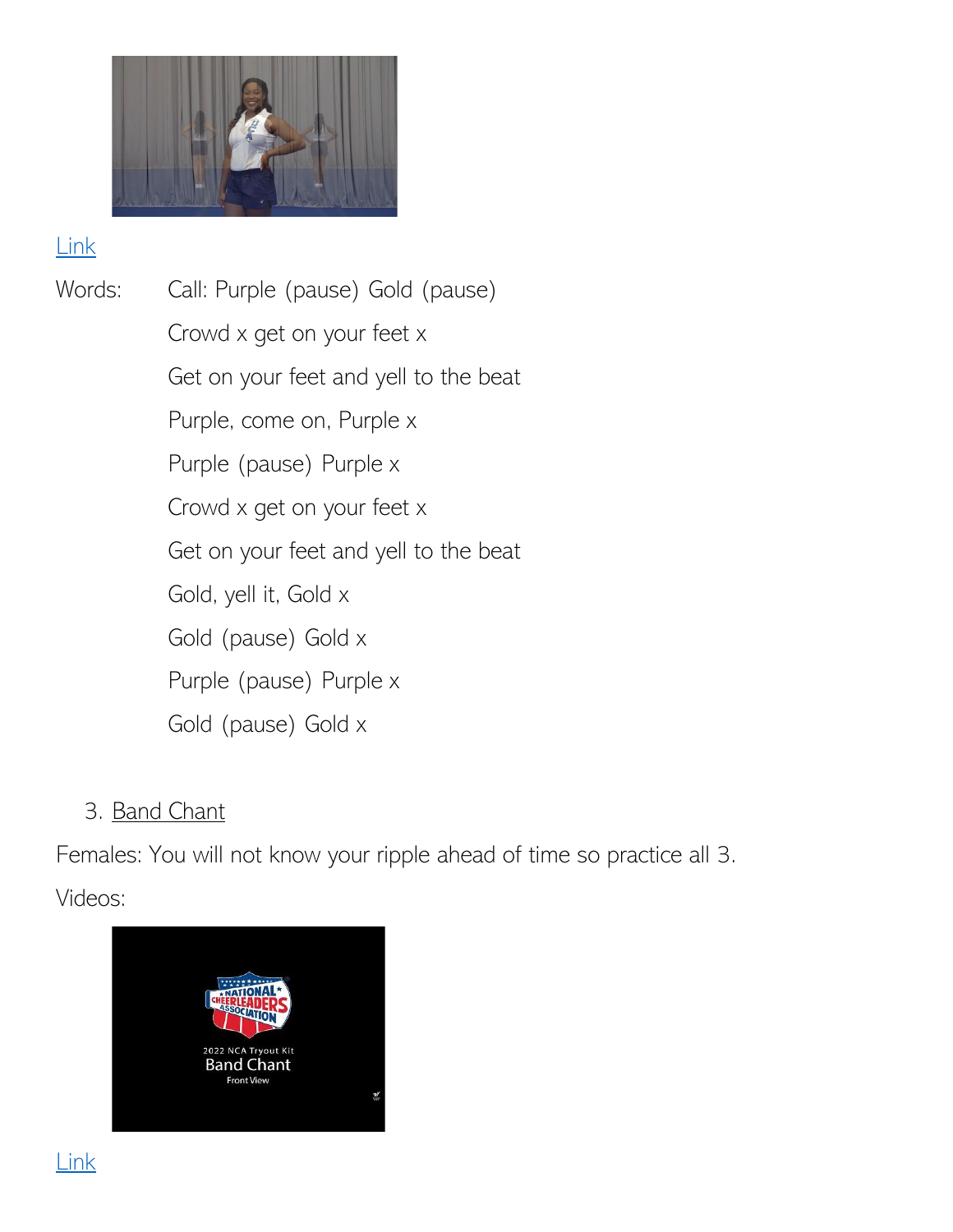[Link]

Words: Call: Purple (pause) Gold (pause)

Crowd x get on your feet x

Get on your feet and yell to the beat

Purple, come on, Purple x

Purple (pause) Purple x

Crowd x get on your feet x

Get on your feet and yell to the beat

Gold, yell it, Gold x

Gold (pause) Gold x

Purple (pause) Purple x

Gold (pause) Gold x

3. Band Chant

Females: You will not know your ripple ahead of time so practice all 3.

Videos:

[Link]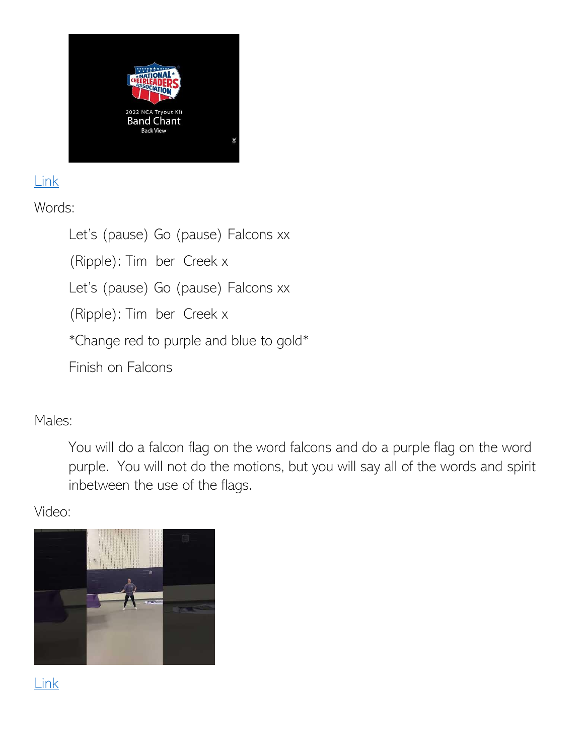Link

Words:

Let's (pause) Go (pause) Falcons xx

(Ripple): Tim ber Creek x

Let's (pause) Go (pause) Falcons xx

(Ripple): Tim ber Creek x

*Change red to purple and blue to gold*

Finish on Falcons

Males:

You will do a falcon flag on the word falcons and do a purple flag on the word purple. You will not do the motions, but you will say all of the words and spirit inbetween the use of the flags.

Video:

Link